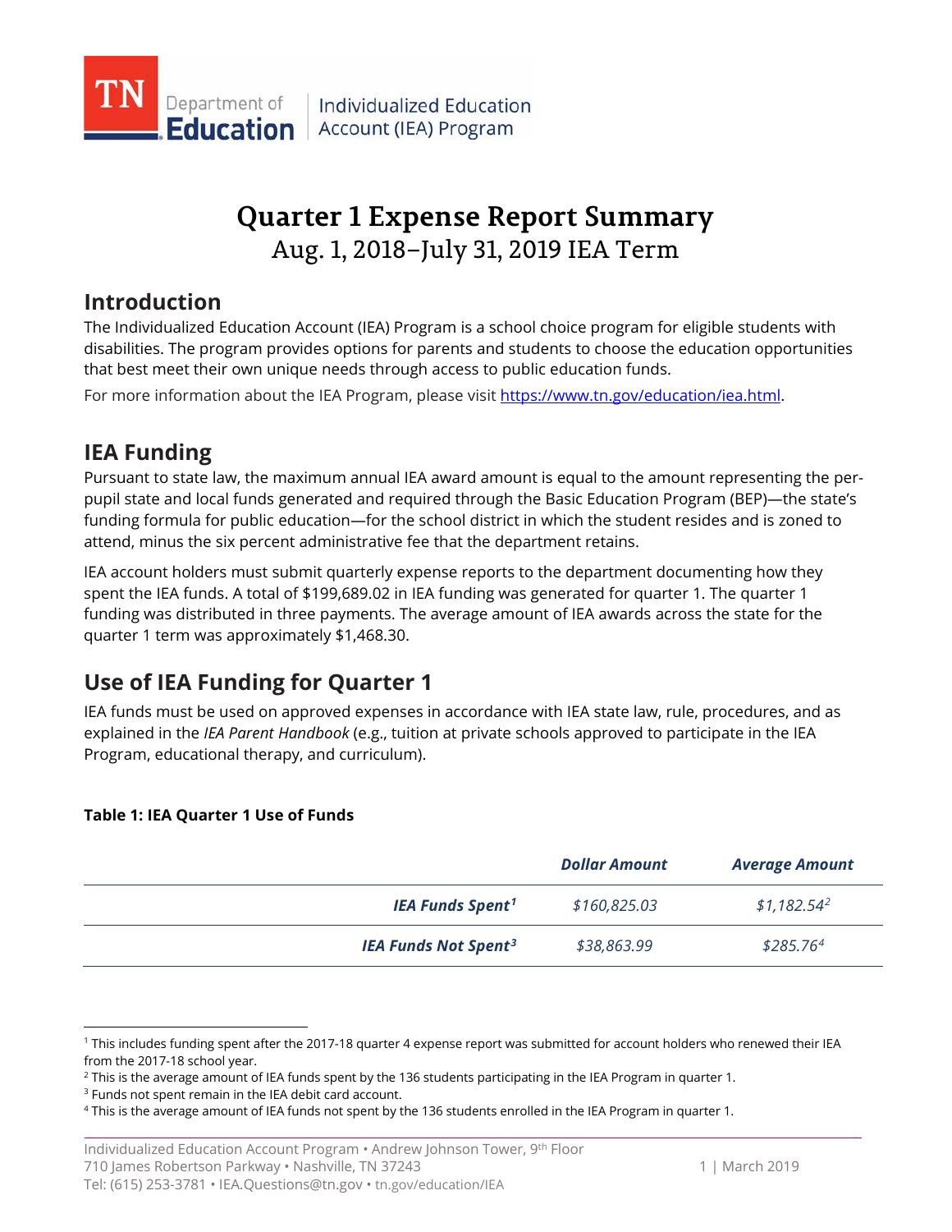# Quarter 1 Expense Report Summary

Aug. 1, 2018–July 31, 2019 IEA Term

## Introduction

The Individualized Education Account (IEA) Program is a school choice program for eligible students with disabilities. The program provides options for parents and students to choose the education opportunities that best meet their own unique needs through access to public education funds.

For more information about the IEA Program, please visit https://www.tn.gov/education/iea.html.

## IEA Funding

Pursuant to state law, the maximum annual IEA award amount is equal to the amount representing the per-pupil state and local funds generated and required through the Basic Education Program (BEP)—the state's funding formula for public education—for the school district in which the student resides and is zoned to attend, minus the six percent administrative fee that the department retains.

IEA account holders must submit quarterly expense reports to the department documenting how they spent the IEA funds. A total of $199,689.02 in IEA funding was generated for quarter 1. The quarter 1 funding was distributed in three payments. The average amount of IEA awards across the state for the quarter 1 term was approximately $1,468.30.

## Use of IEA Funding for Quarter 1

IEA funds must be used on approved expenses in accordance with IEA state law, rule, procedures, and as explained in the *IEA Parent Handbook* (e.g., tuition at private schools approved to participate in the IEA Program, educational therapy, and curriculum).

**Table 1: IEA Quarter 1 Use of Funds**

| | *Dollar Amount* | *Average Amount* |
|---|---|---|
| ***IEA Funds Spent*** [1] | *$160,825.03* | *$1,182.54* [2] |
| ***IEA Funds Not Spent*** [3] | *$38,863.99* | *$285.76* [4] |

[1] This includes funding spent after the 2017-18 quarter 4 expense report was submitted for account holders who renewed their IEA from the 2017-18 school year.

[2] This is the average amount of IEA funds spent by the 136 students participating in the IEA Program in quarter 1.

[3] Funds not spent remain in the IEA debit card account.

[4] This is the average amount of IEA funds not spent by the 136 students enrolled in the IEA Program in quarter 1.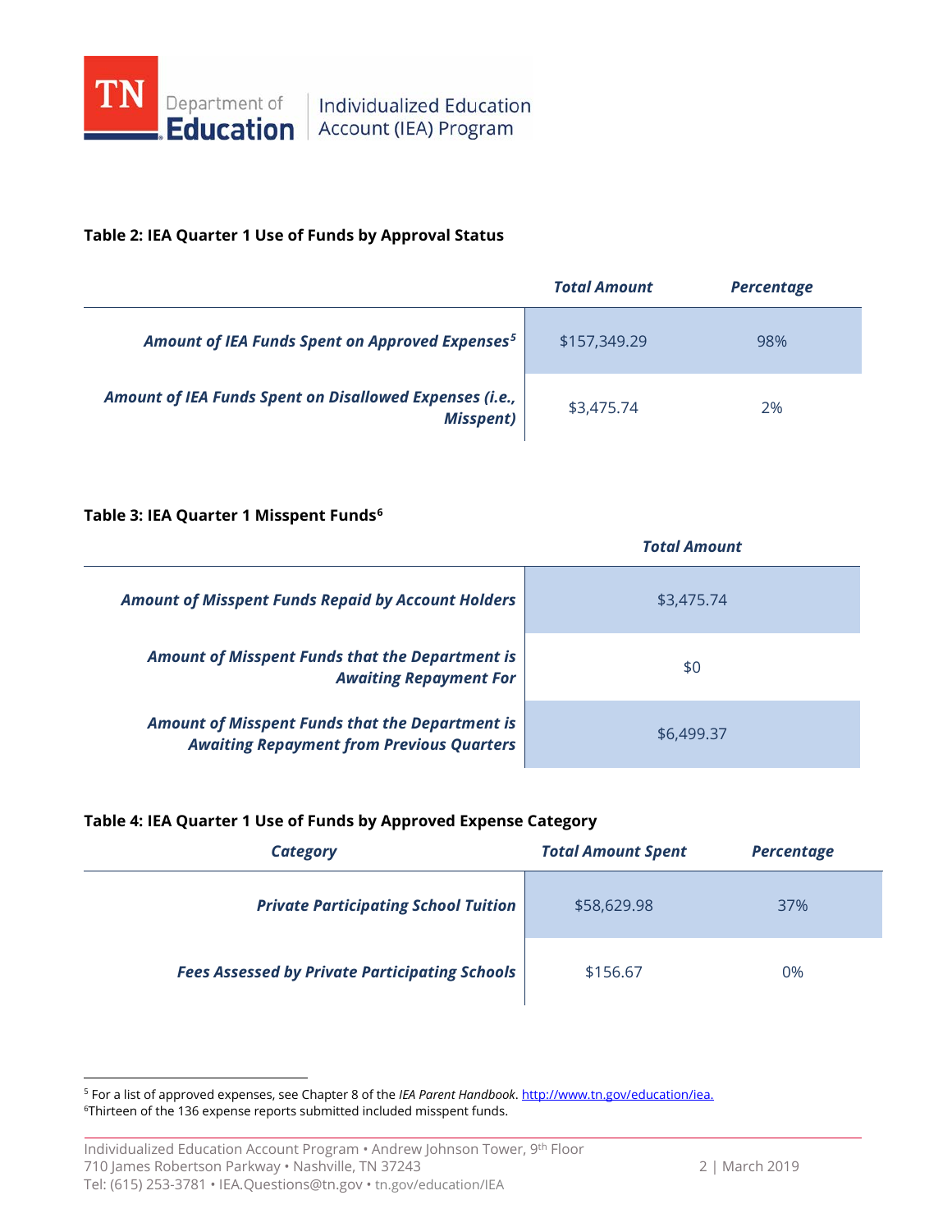**Table 2: IEA Quarter 1 Use of Funds by Approval Status**

| | *Total Amount* | *Percentage* |
|---|---|---|
| ***Amount of IEA Funds Spent on Approved Expenses***[5] | $157,349.29 | 98% |
| ***Amount of IEA Funds Spent on Disallowed Expenses (i.e., Misspent)*** | $3,475.74 | 2% |

**Table 3: IEA Quarter 1 Misspent Funds**[6]

| | *Total Amount* |
|---|---|
| ***Amount of Misspent Funds Repaid by Account Holders*** | $3,475.74 |
| ***Amount of Misspent Funds that the Department is Awaiting Repayment For*** | $0 |
| ***Amount of Misspent Funds that the Department is Awaiting Repayment from Previous Quarters*** | $6,499.37 |

**Table 4: IEA Quarter 1 Use of Funds by Approved Expense Category**

| *Category* | *Total Amount Spent* | *Percentage* |
|---|---|---|
| ***Private Participating School Tuition*** | $58,629.98 | 37% |
| ***Fees Assessed by Private Participating Schools*** | $156.67 | 0% |

---

[5] For a list of approved expenses, see Chapter 8 of the *IEA Parent Handbook*. http://www.tn.gov/education/iea.

[6] Thirteen of the 136 expense reports submitted included misspent funds.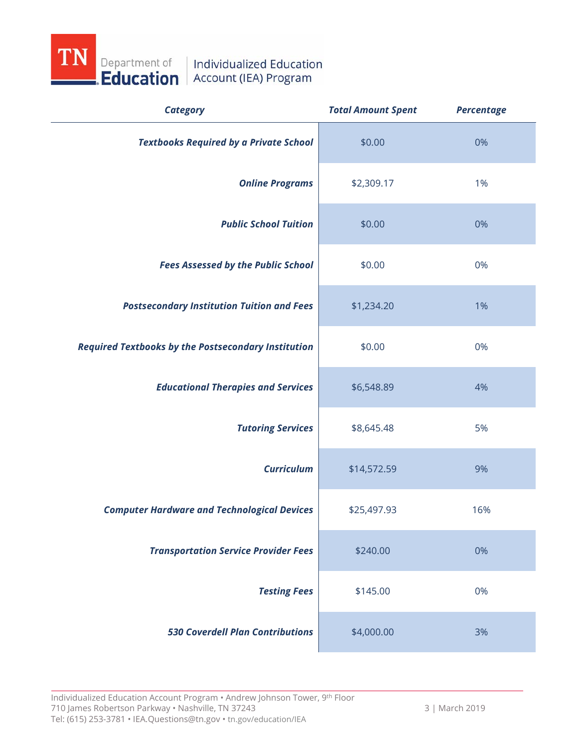| *Category* | *Total Amount Spent* | *Percentage* |
|---|---|---|
| ***Textbooks Required by a Private School*** | $0.00 | 0% |
| ***Online Programs*** | $2,309.17 | 1% |
| ***Public School Tuition*** | $0.00 | 0% |
| ***Fees Assessed by the Public School*** | $0.00 | 0% |
| ***Postsecondary Institution Tuition and Fees*** | $1,234.20 | 1% |
| ***Required Textbooks by the Postsecondary Institution*** | $0.00 | 0% |
| ***Educational Therapies and Services*** | $6,548.89 | 4% |
| ***Tutoring Services*** | $8,645.48 | 5% |
| ***Curriculum*** | $14,572.59 | 9% |
| ***Computer Hardware and Technological Devices*** | $25,497.93 | 16% |
| ***Transportation Service Provider Fees*** | $240.00 | 0% |
| ***Testing Fees*** | $145.00 | 0% |
| ***530 Coverdell Plan Contributions*** | $4,000.00 | 3% |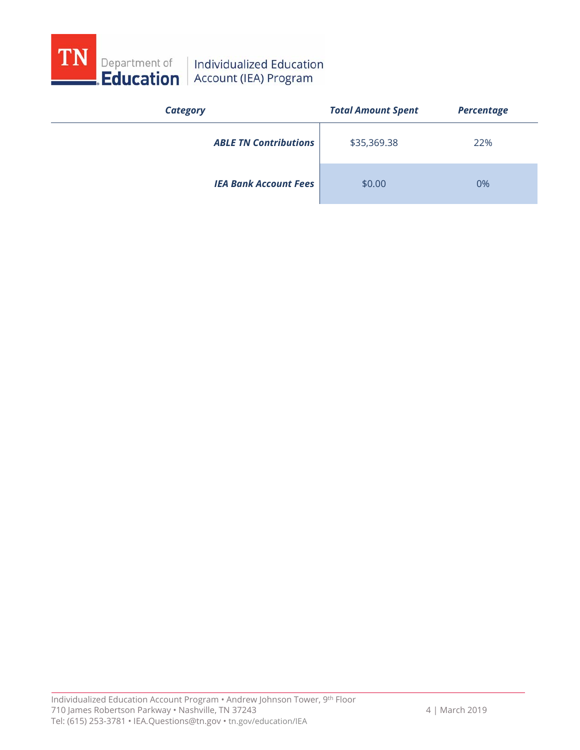| *Category* | *Total Amount Spent* | *Percentage* |
|---|---|---|
| ***ABLE TN Contributions*** | $35,369.38 | 22% |
| ***IEA Bank Account Fees*** | $0.00 | 0% |